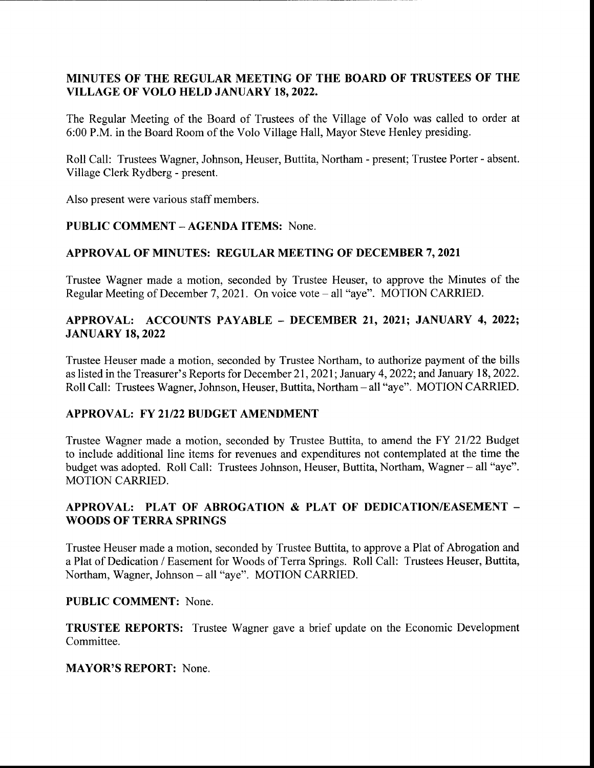## MINUTES OF THE REGULAR MEETING OF THE BOARD OF TRUSTEES OF THE VILLAGE OF VOLO HELD JANUARY 18, 2022.

The Regular Meeting of the Board of Trustees of the Village of Volo was called to order at 6:00 P.M. in the Board Room of the Volo Village Hall, Mayor Steve Henley presiding.

Roll Call: Trustees Wagner, Johnson, Heuser, Buttita, Northam - present; Trustee Porter - absent. Village Clerk Rydberg - present.

Also present were various staff members.

**PUBLIC COMMENT – AGENDA ITEMS:** None.

**APPROVAL OF MINUTES: REGULAR MEETING OF DECEMBER 7, 2021**

Trustee Wagner made a motion, seconded by Trustee Heuser, to approve the Minutes of the Regular Meeting of December 7, 2021. On voice vote – all "aye". MOTION CARRIED.

**APPROVAL: ACCOUNTS PAYABLE – DECEMBER 21, 2021; JANUARY 4, 2022; JANUARY 18, 2022**

Trustee Heuser made a motion, seconded by Trustee Northam, to authorize payment of the bills as listed in the Treasurer's Reports for December 21, 2021; January 4, 2022; and January 18, 2022. Roll Call: Trustees Wagner, Johnson, Heuser, Buttita, Northam – all "aye". MOTION CARRIED.

**APPROVAL: FY 21/22 BUDGET AMENDMENT**

Trustee Wagner made a motion, seconded by Trustee Buttita, to amend the FY 21/22 Budget to include additional line items for revenues and expenditures not contemplated at the time the budget was adopted. Roll Call: Trustees Johnson, Heuser, Buttita, Northam, Wagner – all "aye". MOTION CARRIED.

**APPROVAL: PLAT OF ABROGATION & PLAT OF DEDICATION/EASEMENT – WOODS OF TERRA SPRINGS**

Trustee Heuser made a motion, seconded by Trustee Buttita, to approve a Plat of Abrogation and a Plat of Dedication / Easement for Woods of Terra Springs. Roll Call: Trustees Heuser, Buttita, Northam, Wagner, Johnson – all "aye". MOTION CARRIED.

**PUBLIC COMMENT:** None.

**TRUSTEE REPORTS:** Trustee Wagner gave a brief update on the Economic Development Committee.

**MAYOR'S REPORT:** None.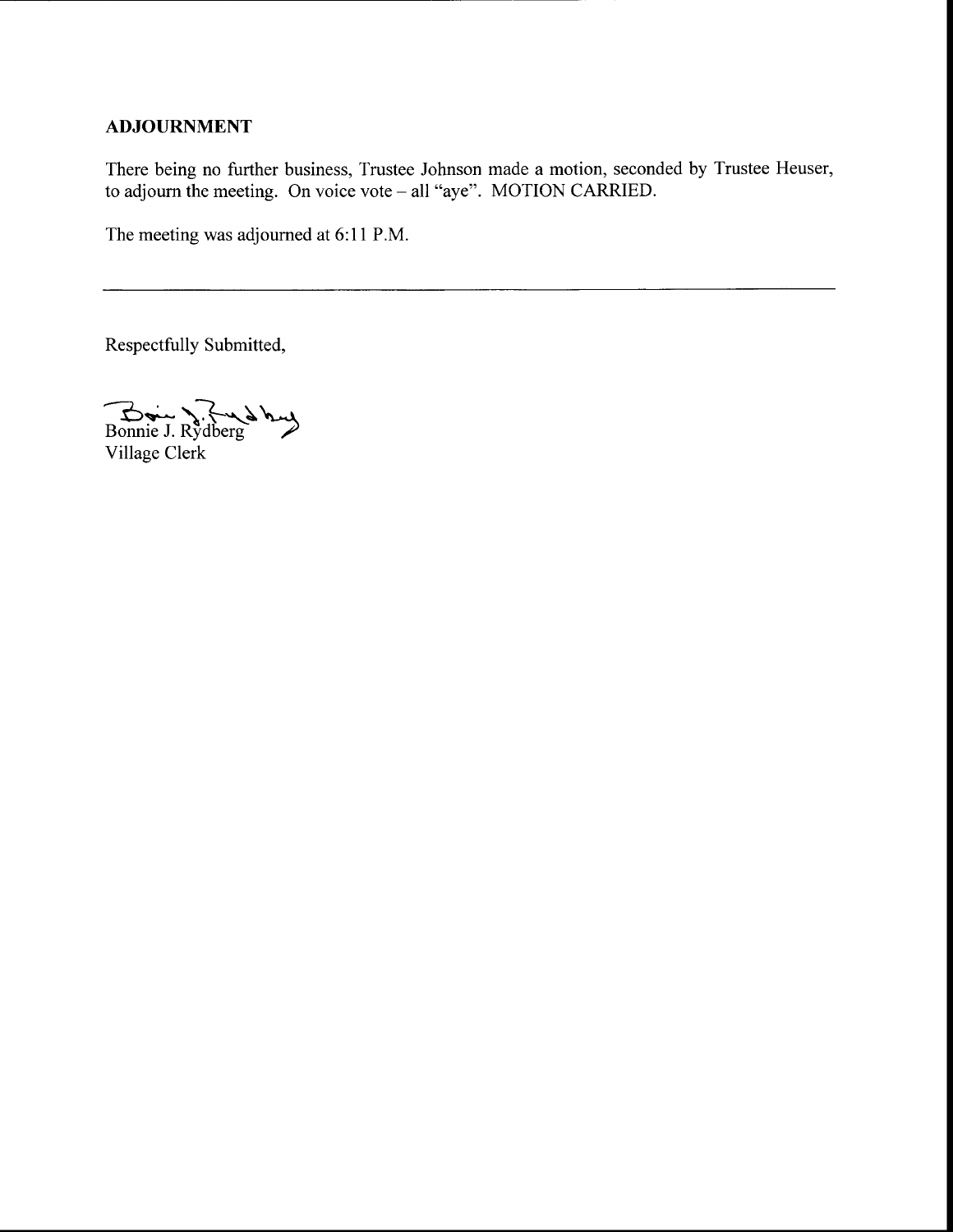## ADJOURNMENT

There being no further business, Trustee Johnson made a motion, seconded by Trustee Heuser, to adjourn the meeting. On voice vote – all "aye". MOTION CARRIED.

The meeting was adjourned at 6:11 P.M.

---

Respectfully Submitted,

Bonnie J. Rydberg
Village Clerk